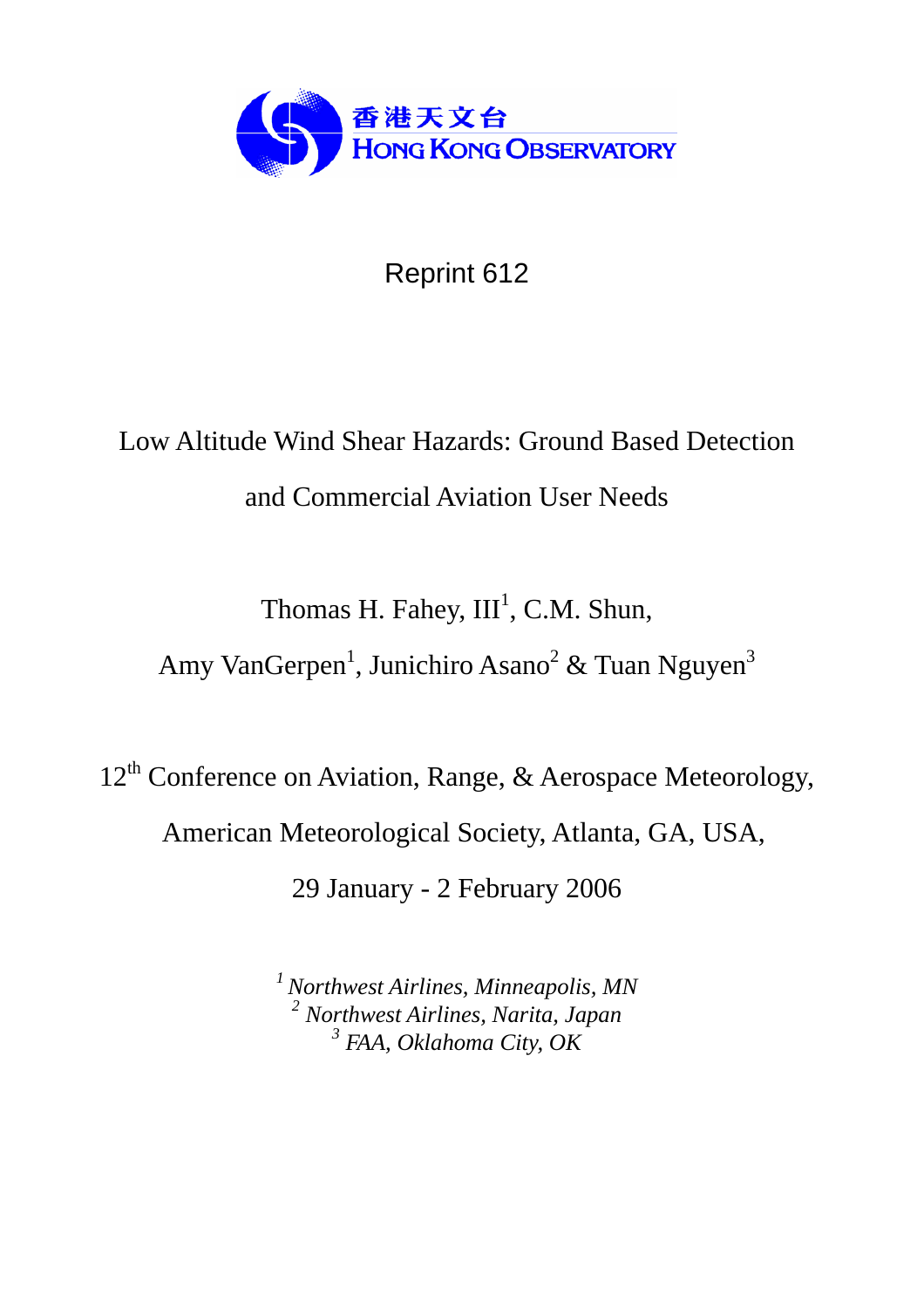香港天文台
HONG KONG OBSERVATORY

Reprint 612

# Low Altitude Wind Shear Hazards: Ground Based Detection and Commercial Aviation User Needs

Thomas H. Fahey, III[1], C.M. Shun,
Amy VanGerpen[1], Junichiro Asano[2] & Tuan Nguyen[3]

12th Conference on Aviation, Range, & Aerospace Meteorology,
American Meteorological Society, Atlanta, GA, USA,
29 January - 2 February 2006

*[1] Northwest Airlines, Minneapolis, MN*
*[2] Northwest Airlines, Narita, Japan*
*[3] FAA, Oklahoma City, OK*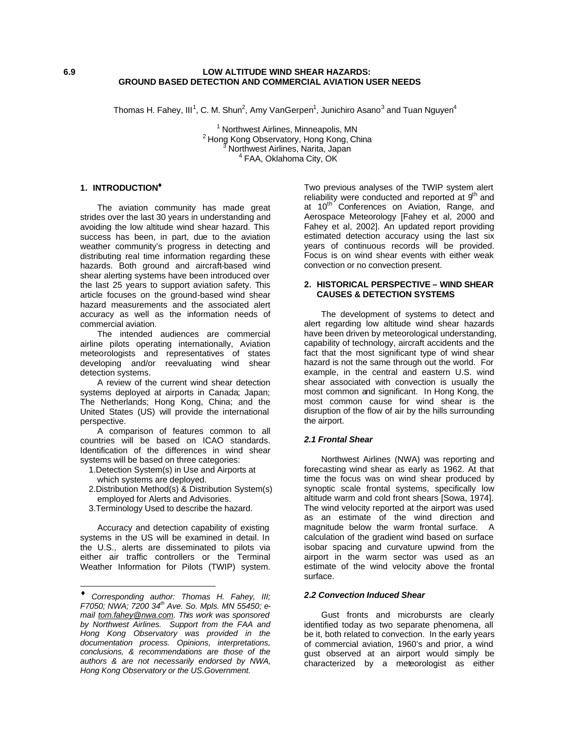# 6.9 LOW ALTITUDE WIND SHEAR HAZARDS: GROUND BASED DETECTION AND COMMERCIAL AVIATION USER NEEDS

Thomas H. Fahey, III[1], C. M. Shun[2], Amy VanGerpen[1], Junichiro Asano[3] and Tuan Nguyen[4]

[1] Northwest Airlines, Minneapolis, MN
[2] Hong Kong Observatory, Hong Kong, China
[3] Northwest Airlines, Narita, Japan
[4] FAA, Oklahoma City, OK

## 1. INTRODUCTION♦

The aviation community has made great strides over the last 30 years in understanding and avoiding the low altitude wind shear hazard. This success has been, in part, due to the aviation weather community's progress in detecting and distributing real time information regarding these hazards. Both ground and aircraft-based wind shear alerting systems have been introduced over the last 25 years to support aviation safety. This article focuses on the ground-based wind shear hazard measurements and the associated alert accuracy as well as the information needs of commercial aviation.

The intended audiences are commercial airline pilots operating internationally, Aviation meteorologists and representatives of states developing and/or reevaluating wind shear detection systems.

A review of the current wind shear detection systems deployed at airports in Canada; Japan; The Netherlands; Hong Kong, China; and the United States (US) will provide the international perspective.

A comparison of features common to all countries will be based on ICAO standards. Identification of the differences in wind shear systems will be based on three categories:

1. Detection System(s) in Use and Airports at which systems are deployed.
2. Distribution Method(s) & Distribution System(s) employed for Alerts and Advisories.
3. Terminology Used to describe the hazard.

Accuracy and detection capability of existing systems in the US will be examined in detail. In the U.S., alerts are disseminated to pilots via either air traffic controllers or the Terminal Weather Information for Pilots (TWIP) system. Two previous analyses of the TWIP system alert reliability were conducted and reported at 9th and at 10th Conferences on Aviation, Range, and Aerospace Meteorology [Fahey et al, 2000 and Fahey et al, 2002]. An updated report providing estimated detection accuracy using the last six years of continuous records will be provided. Focus is on wind shear events with either weak convection or no convection present.

## 2. HISTORICAL PERSPECTIVE – WIND SHEAR CAUSES & DETECTION SYSTEMS

The development of systems to detect and alert regarding low altitude wind shear hazards have been driven by meteorological understanding, capability of technology, aircraft accidents and the fact that the most significant type of wind shear hazard is not the same through out the world. For example, in the central and eastern U.S. wind shear associated with convection is usually the most common and significant. In Hong Kong, the most common cause for wind shear is the disruption of the flow of air by the hills surrounding the airport.

### *2.1 Frontal Shear*

Northwest Airlines (NWA) was reporting and forecasting wind shear as early as 1962. At that time the focus was on wind shear produced by synoptic scale frontal systems, specifically low altitude warm and cold front shears [Sowa, 1974]. The wind velocity reported at the airport was used as an estimate of the wind direction and magnitude below the warm frontal surface. A calculation of the gradient wind based on surface isobar spacing and curvature upwind from the airport in the warm sector was used as an estimate of the wind velocity above the frontal surface.

### *2.2 Convection Induced Shear*

Gust fronts and microbursts are clearly identified today as two separate phenomena, all be it, both related to convection. In the early years of commercial aviation, 1960's and prior, a wind gust observed at an airport would simply be characterized by a meteorologist as either

---

♦ *Corresponding author: Thomas H. Fahey, III; F7050; NWA; 7200 34th Ave. So. Mpls. MN 55450; e-mail tom.fahey@nwa.com. This work was sponsored by Northwest Airlines. Support from the FAA and Hong Kong Observatory was provided in the documentation process. Opinions, interpretations, conclusions, & recommendations are those of the authors & are not necessarily endorsed by NWA, Hong Kong Observatory or the US.Government.*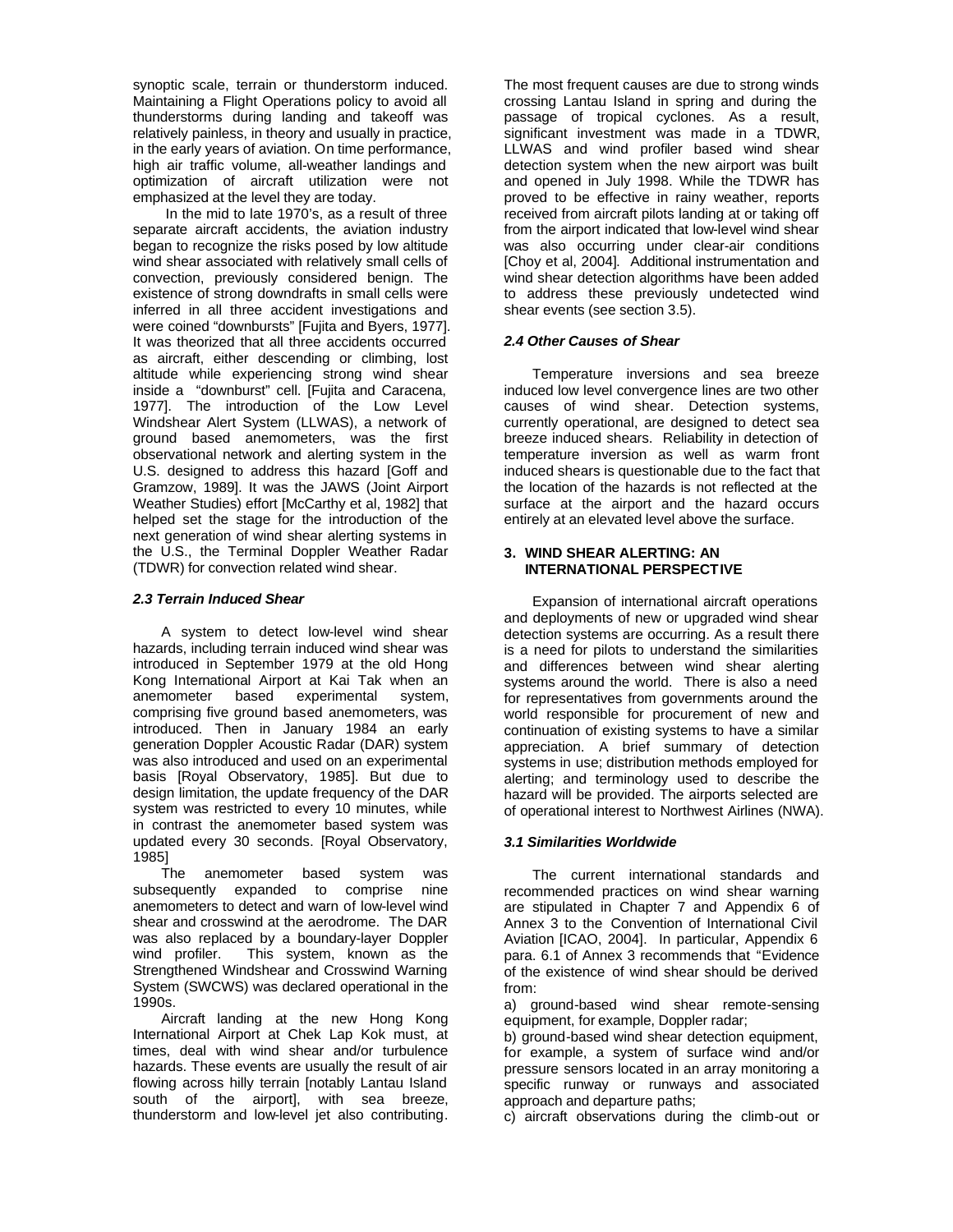synoptic scale, terrain or thunderstorm induced. Maintaining a Flight Operations policy to avoid all thunderstorms during landing and takeoff was relatively painless, in theory and usually in practice, in the early years of aviation. On time performance, high air traffic volume, all-weather landings and optimization of aircraft utilization were not emphasized at the level they are today.

In the mid to late 1970's, as a result of three separate aircraft accidents, the aviation industry began to recognize the risks posed by low altitude wind shear associated with relatively small cells of convection, previously considered benign. The existence of strong downdrafts in small cells were inferred in all three accident investigations and were coined "downbursts" [Fujita and Byers, 1977]. It was theorized that all three accidents occurred as aircraft, either descending or climbing, lost altitude while experiencing strong wind shear inside a "downburst" cell. [Fujita and Caracena, 1977]. The introduction of the Low Level Windshear Alert System (LLWAS), a network of ground based anemometers, was the first observational network and alerting system in the U.S. designed to address this hazard [Goff and Gramzow, 1989]. It was the JAWS (Joint Airport Weather Studies) effort [McCarthy et al, 1982] that helped set the stage for the introduction of the next generation of wind shear alerting systems in the U.S., the Terminal Doppler Weather Radar (TDWR) for convection related wind shear.

### *2.3 Terrain Induced Shear*

A system to detect low-level wind shear hazards, including terrain induced wind shear was introduced in September 1979 at the old Hong Kong International Airport at Kai Tak when an anemometer based experimental system, comprising five ground based anemometers, was introduced. Then in January 1984 an early generation Doppler Acoustic Radar (DAR) system was also introduced and used on an experimental basis [Royal Observatory, 1985]. But due to design limitation, the update frequency of the DAR system was restricted to every 10 minutes, while in contrast the anemometer based system was updated every 30 seconds. [Royal Observatory, 1985]

The anemometer based system was subsequently expanded to comprise nine anemometers to detect and warn of low-level wind shear and crosswind at the aerodrome. The DAR was also replaced by a boundary-layer Doppler wind profiler. This system, known as the Strengthened Windshear and Crosswind Warning System (SWCWS) was declared operational in the 1990s.

Aircraft landing at the new Hong Kong International Airport at Chek Lap Kok must, at times, deal with wind shear and/or turbulence hazards. These events are usually the result of air flowing across hilly terrain [notably Lantau Island south of the airport], with sea breeze, thunderstorm and low-level jet also contributing. The most frequent causes are due to strong winds crossing Lantau Island in spring and during the passage of tropical cyclones. As a result, significant investment was made in a TDWR, LLWAS and wind profiler based wind shear detection system when the new airport was built and opened in July 1998. While the TDWR has proved to be effective in rainy weather, reports received from aircraft pilots landing at or taking off from the airport indicated that low-level wind shear was also occurring under clear-air conditions [Choy et al, 2004]. Additional instrumentation and wind shear detection algorithms have been added to address these previously undetected wind shear events (see section 3.5).

### *2.4 Other Causes of Shear*

Temperature inversions and sea breeze induced low level convergence lines are two other causes of wind shear. Detection systems, currently operational, are designed to detect sea breeze induced shears. Reliability in detection of temperature inversion as well as warm front induced shears is questionable due to the fact that the location of the hazards is not reflected at the surface at the airport and the hazard occurs entirely at an elevated level above the surface.

## 3. WIND SHEAR ALERTING: AN INTERNATIONAL PERSPECTIVE

Expansion of international aircraft operations and deployments of new or upgraded wind shear detection systems are occurring. As a result there is a need for pilots to understand the similarities and differences between wind shear alerting systems around the world. There is also a need for representatives from governments around the world responsible for procurement of new and continuation of existing systems to have a similar appreciation. A brief summary of detection systems in use; distribution methods employed for alerting; and terminology used to describe the hazard will be provided. The airports selected are of operational interest to Northwest Airlines (NWA).

### *3.1 Similarities Worldwide*

The current international standards and recommended practices on wind shear warning are stipulated in Chapter 7 and Appendix 6 of Annex 3 to the Convention of International Civil Aviation [ICAO, 2004]. In particular, Appendix 6 para. 6.1 of Annex 3 recommends that "Evidence of the existence of wind shear should be derived from:

a) ground-based wind shear remote-sensing equipment, for example, Doppler radar;

b) ground-based wind shear detection equipment, for example, a system of surface wind and/or pressure sensors located in an array monitoring a specific runway or runways and associated approach and departure paths;

c) aircraft observations during the climb-out or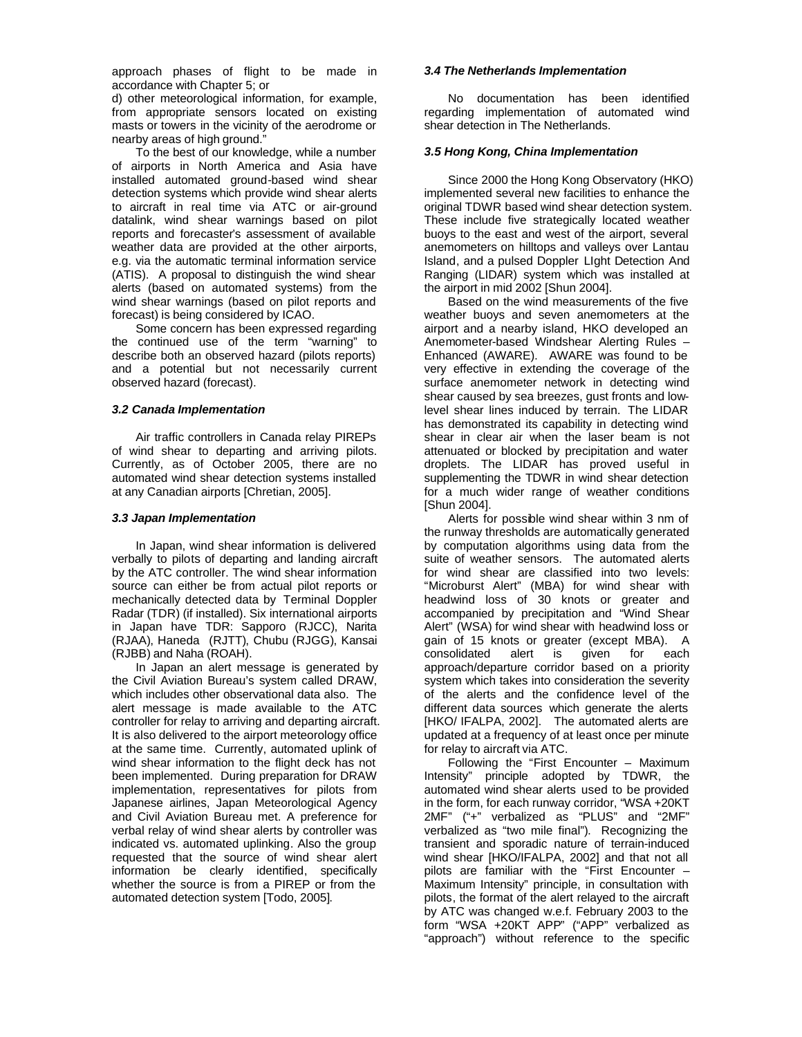approach phases of flight to be made in accordance with Chapter 5; or

d) other meteorological information, for example, from appropriate sensors located on existing masts or towers in the vicinity of the aerodrome or nearby areas of high ground."

To the best of our knowledge, while a number of airports in North America and Asia have installed automated ground-based wind shear detection systems which provide wind shear alerts to aircraft in real time via ATC or air-ground datalink, wind shear warnings based on pilot reports and forecaster's assessment of available weather data are provided at the other airports, e.g. via the automatic terminal information service (ATIS). A proposal to distinguish the wind shear alerts (based on automated systems) from the wind shear warnings (based on pilot reports and forecast) is being considered by ICAO.

Some concern has been expressed regarding the continued use of the term "warning" to describe both an observed hazard (pilots reports) and a potential but not necessarily current observed hazard (forecast).

### *3.2 Canada Implementation*

Air traffic controllers in Canada relay PIREPs of wind shear to departing and arriving pilots. Currently, as of October 2005, there are no automated wind shear detection systems installed at any Canadian airports [Chretian, 2005].

### *3.3 Japan Implementation*

In Japan, wind shear information is delivered verbally to pilots of departing and landing aircraft by the ATC controller. The wind shear information source can either be from actual pilot reports or mechanically detected data by Terminal Doppler Radar (TDR) (if installed). Six international airports in Japan have TDR: Sapporo (RJCC), Narita (RJAA), Haneda (RJTT), Chubu (RJGG), Kansai (RJBB) and Naha (ROAH).

In Japan an alert message is generated by the Civil Aviation Bureau's system called DRAW, which includes other observational data also. The alert message is made available to the ATC controller for relay to arriving and departing aircraft. It is also delivered to the airport meteorology office at the same time. Currently, automated uplink of wind shear information to the flight deck has not been implemented. During preparation for DRAW implementation, representatives for pilots from Japanese airlines, Japan Meteorological Agency and Civil Aviation Bureau met. A preference for verbal relay of wind shear alerts by controller was indicated vs. automated uplinking. Also the group requested that the source of wind shear alert information be clearly identified, specifically whether the source is from a PIREP or from the automated detection system [Todo, 2005].

### *3.4 The Netherlands Implementation*

No documentation has been identified regarding implementation of automated wind shear detection in The Netherlands.

### *3.5 Hong Kong, China Implementation*

Since 2000 the Hong Kong Observatory (HKO) implemented several new facilities to enhance the original TDWR based wind shear detection system. These include five strategically located weather buoys to the east and west of the airport, several anemometers on hilltops and valleys over Lantau Island, and a pulsed Doppler LIght Detection And Ranging (LIDAR) system which was installed at the airport in mid 2002 [Shun 2004].

Based on the wind measurements of the five weather buoys and seven anemometers at the airport and a nearby island, HKO developed an Anemometer-based Windshear Alerting Rules – Enhanced (AWARE). AWARE was found to be very effective in extending the coverage of the surface anemometer network in detecting wind shear caused by sea breezes, gust fronts and low-level shear lines induced by terrain. The LIDAR has demonstrated its capability in detecting wind shear in clear air when the laser beam is not attenuated or blocked by precipitation and water droplets. The LIDAR has proved useful in supplementing the TDWR in wind shear detection for a much wider range of weather conditions [Shun 2004].

Alerts for possible wind shear within 3 nm of the runway thresholds are automatically generated by computation algorithms using data from the suite of weather sensors. The automated alerts for wind shear are classified into two levels: "Microburst Alert" (MBA) for wind shear with headwind loss of 30 knots or greater and accompanied by precipitation and "Wind Shear Alert" (WSA) for wind shear with headwind loss or gain of 15 knots or greater (except MBA). A consolidated alert is given for each approach/departure corridor based on a priority system which takes into consideration the severity of the alerts and the confidence level of the different data sources which generate the alerts [HKO/ IFALPA, 2002]. The automated alerts are updated at a frequency of at least once per minute for relay to aircraft via ATC.

Following the "First Encounter – Maximum Intensity" principle adopted by TDWR, the automated wind shear alerts used to be provided in the form, for each runway corridor, "WSA +20KT 2MF" ("+" verbalized as "PLUS" and "2MF" verbalized as "two mile final"). Recognizing the transient and sporadic nature of terrain-induced wind shear [HKO/IFALPA, 2002] and that not all pilots are familiar with the "First Encounter – Maximum Intensity" principle, in consultation with pilots, the format of the alert relayed to the aircraft by ATC was changed w.e.f. February 2003 to the form "WSA +20KT APP" ("APP" verbalized as "approach") without reference to the specific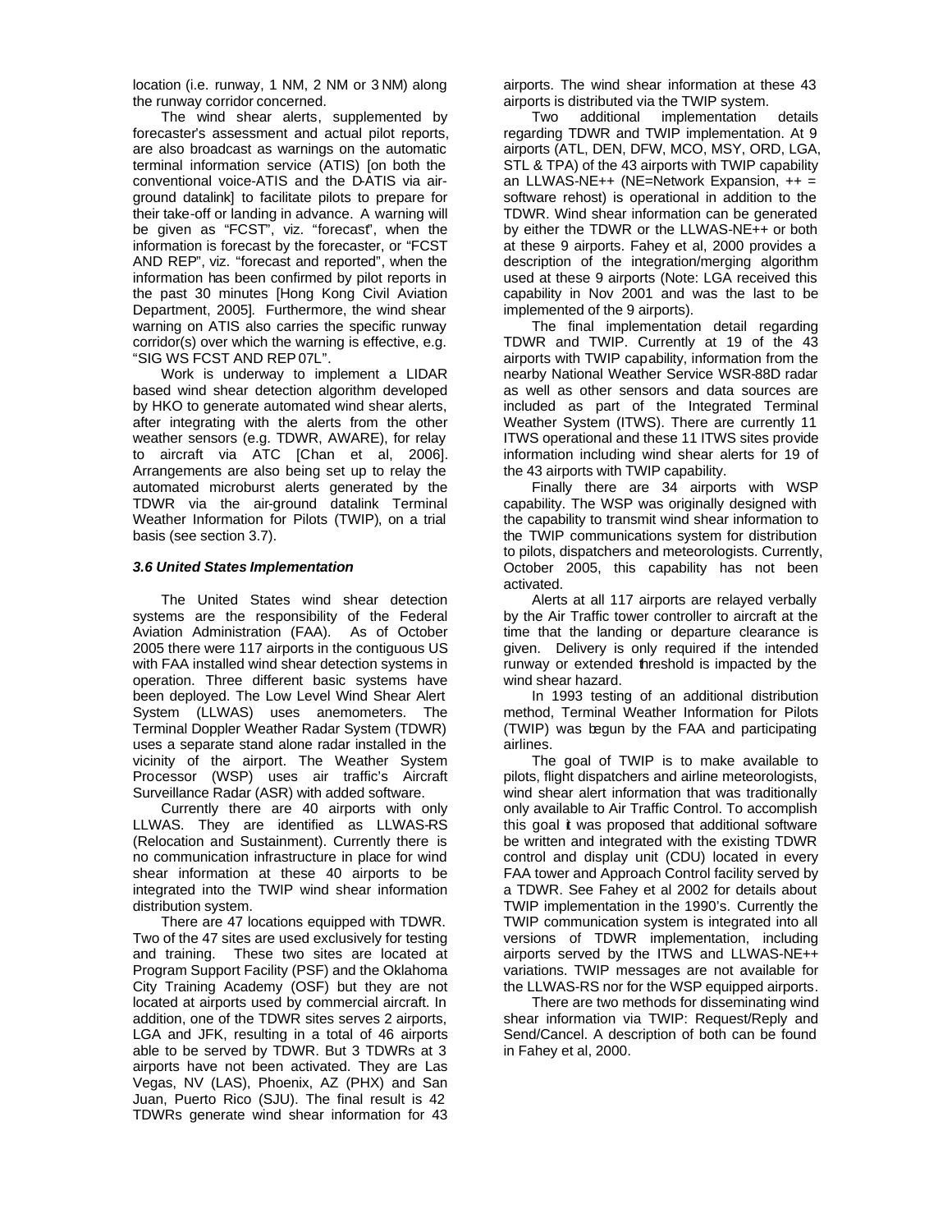location (i.e. runway, 1 NM, 2 NM or 3 NM) along the runway corridor concerned.

The wind shear alerts, supplemented by forecaster's assessment and actual pilot reports, are also broadcast as warnings on the automatic terminal information service (ATIS) [on both the conventional voice-ATIS and the D-ATIS via air-ground datalink] to facilitate pilots to prepare for their take-off or landing in advance. A warning will be given as "FCST", viz. "forecast", when the information is forecast by the forecaster, or "FCST AND REP", viz. "forecast and reported", when the information has been confirmed by pilot reports in the past 30 minutes [Hong Kong Civil Aviation Department, 2005]. Furthermore, the wind shear warning on ATIS also carries the specific runway corridor(s) over which the warning is effective, e.g. "SIG WS FCST AND REP 07L".

Work is underway to implement a LIDAR based wind shear detection algorithm developed by HKO to generate automated wind shear alerts, after integrating with the alerts from the other weather sensors (e.g. TDWR, AWARE), for relay to aircraft via ATC [Chan et al, 2006]. Arrangements are also being set up to relay the automated microburst alerts generated by the TDWR via the air-ground datalink Terminal Weather Information for Pilots (TWIP), on a trial basis (see section 3.7).

### *3.6 United States Implementation*

The United States wind shear detection systems are the responsibility of the Federal Aviation Administration (FAA). As of October 2005 there were 117 airports in the contiguous US with FAA installed wind shear detection systems in operation. Three different basic systems have been deployed. The Low Level Wind Shear Alert System (LLWAS) uses anemometers. The Terminal Doppler Weather Radar System (TDWR) uses a separate stand alone radar installed in the vicinity of the airport. The Weather System Processor (WSP) uses air traffic's Aircraft Surveillance Radar (ASR) with added software.

Currently there are 40 airports with only LLWAS. They are identified as LLWAS-RS (Relocation and Sustainment). Currently there is no communication infrastructure in place for wind shear information at these 40 airports to be integrated into the TWIP wind shear information distribution system.

There are 47 locations equipped with TDWR. Two of the 47 sites are used exclusively for testing and training. These two sites are located at Program Support Facility (PSF) and the Oklahoma City Training Academy (OSF) but they are not located at airports used by commercial aircraft. In addition, one of the TDWR sites serves 2 airports, LGA and JFK, resulting in a total of 46 airports able to be served by TDWR. But 3 TDWRs at 3 airports have not been activated. They are Las Vegas, NV (LAS), Phoenix, AZ (PHX) and San Juan, Puerto Rico (SJU). The final result is 42 TDWRs generate wind shear information for 43 airports. The wind shear information at these 43 airports is distributed via the TWIP system.

Two additional implementation details regarding TDWR and TWIP implementation. At 9 airports (ATL, DEN, DFW, MCO, MSY, ORD, LGA, STL & TPA) of the 43 airports with TWIP capability an LLWAS-NE++ (NE=Network Expansion, ++ = software rehost) is operational in addition to the TDWR. Wind shear information can be generated by either the TDWR or the LLWAS-NE++ or both at these 9 airports. Fahey et al, 2000 provides a description of the integration/merging algorithm used at these 9 airports (Note: LGA received this capability in Nov 2001 and was the last to be implemented of the 9 airports).

The final implementation detail regarding TDWR and TWIP. Currently at 19 of the 43 airports with TWIP capability, information from the nearby National Weather Service WSR-88D radar as well as other sensors and data sources are included as part of the Integrated Terminal Weather System (ITWS). There are currently 11 ITWS operational and these 11 ITWS sites provide information including wind shear alerts for 19 of the 43 airports with TWIP capability.

Finally there are 34 airports with WSP capability. The WSP was originally designed with the capability to transmit wind shear information to the TWIP communications system for distribution to pilots, dispatchers and meteorologists. Currently, October 2005, this capability has not been activated.

Alerts at all 117 airports are relayed verbally by the Air Traffic tower controller to aircraft at the time that the landing or departure clearance is given. Delivery is only required if the intended runway or extended threshold is impacted by the wind shear hazard.

In 1993 testing of an additional distribution method, Terminal Weather Information for Pilots (TWIP) was begun by the FAA and participating airlines.

The goal of TWIP is to make available to pilots, flight dispatchers and airline meteorologists, wind shear alert information that was traditionally only available to Air Traffic Control. To accomplish this goal it was proposed that additional software be written and integrated with the existing TDWR control and display unit (CDU) located in every FAA tower and Approach Control facility served by a TDWR. See Fahey et al 2002 for details about TWIP implementation in the 1990's. Currently the TWIP communication system is integrated into all versions of TDWR implementation, including airports served by the ITWS and LLWAS-NE++ variations. TWIP messages are not available for the LLWAS-RS nor for the WSP equipped airports.

There are two methods for disseminating wind shear information via TWIP: Request/Reply and Send/Cancel. A description of both can be found in Fahey et al, 2000.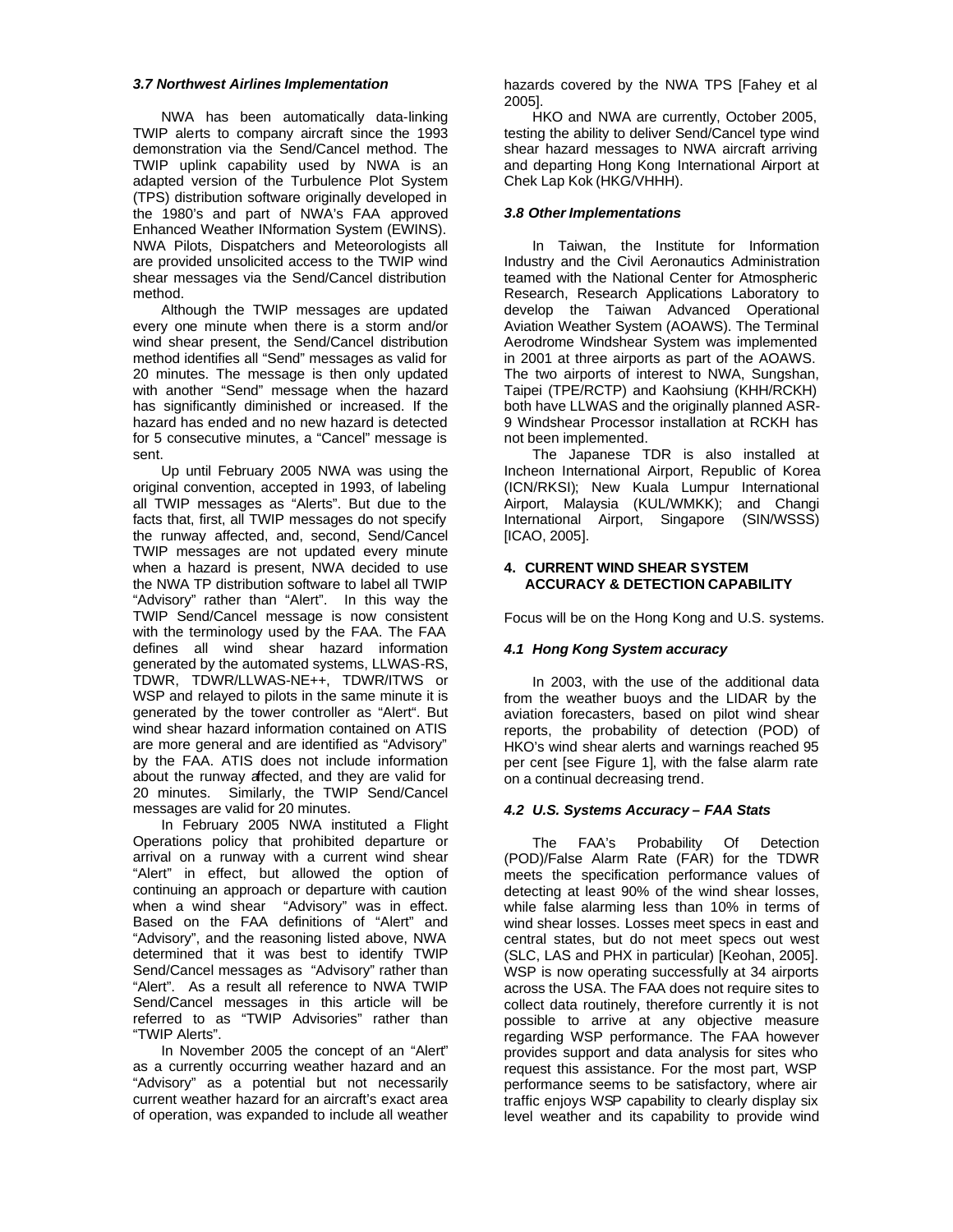### *3.7 Northwest Airlines Implementation*

NWA has been automatically data-linking TWIP alerts to company aircraft since the 1993 demonstration via the Send/Cancel method. The TWIP uplink capability used by NWA is an adapted version of the Turbulence Plot System (TPS) distribution software originally developed in the 1980's and part of NWA's FAA approved Enhanced Weather INformation System (EWINS). NWA Pilots, Dispatchers and Meteorologists all are provided unsolicited access to the TWIP wind shear messages via the Send/Cancel distribution method.

Although the TWIP messages are updated every one minute when there is a storm and/or wind shear present, the Send/Cancel distribution method identifies all "Send" messages as valid for 20 minutes. The message is then only updated with another "Send" message when the hazard has significantly diminished or increased. If the hazard has ended and no new hazard is detected for 5 consecutive minutes, a "Cancel" message is sent.

Up until February 2005 NWA was using the original convention, accepted in 1993, of labeling all TWIP messages as "Alerts". But due to the facts that, first, all TWIP messages do not specify the runway affected, and, second, Send/Cancel TWIP messages are not updated every minute when a hazard is present, NWA decided to use the NWA TP distribution software to label all TWIP "Advisory" rather than "Alert". In this way the TWIP Send/Cancel message is now consistent with the terminology used by the FAA. The FAA defines all wind shear hazard information generated by the automated systems, LLWAS-RS, TDWR, TDWR/LLWAS-NE++, TDWR/ITWS or WSP and relayed to pilots in the same minute it is generated by the tower controller as "Alert". But wind shear hazard information contained on ATIS are more general and are identified as "Advisory" by the FAA. ATIS does not include information about the runway affected, and they are valid for 20 minutes. Similarly, the TWIP Send/Cancel messages are valid for 20 minutes.

In February 2005 NWA instituted a Flight Operations policy that prohibited departure or arrival on a runway with a current wind shear "Alert" in effect, but allowed the option of continuing an approach or departure with caution when a wind shear "Advisory" was in effect. Based on the FAA definitions of "Alert" and "Advisory", and the reasoning listed above, NWA determined that it was best to identify TWIP Send/Cancel messages as "Advisory" rather than "Alert". As a result all reference to NWA TWIP Send/Cancel messages in this article will be referred to as "TWIP Advisories" rather than "TWIP Alerts".

In November 2005 the concept of an "Alert" as a currently occurring weather hazard and an "Advisory" as a potential but not necessarily current weather hazard for an aircraft's exact area of operation, was expanded to include all weather hazards covered by the NWA TPS [Fahey et al 2005].

HKO and NWA are currently, October 2005, testing the ability to deliver Send/Cancel type wind shear hazard messages to NWA aircraft arriving and departing Hong Kong International Airport at Chek Lap Kok (HKG/VHHH).

### *3.8 Other Implementations*

In Taiwan, the Institute for Information Industry and the Civil Aeronautics Administration teamed with the National Center for Atmospheric Research, Research Applications Laboratory to develop the Taiwan Advanced Operational Aviation Weather System (AOAWS). The Terminal Aerodrome Windshear System was implemented in 2001 at three airports as part of the AOAWS. The two airports of interest to NWA, Sungshan, Taipei (TPE/RCTP) and Kaohsiung (KHH/RCKH) both have LLWAS and the originally planned ASR-9 Windshear Processor installation at RCKH has not been implemented.

The Japanese TDR is also installed at Incheon International Airport, Republic of Korea (ICN/RKSI); New Kuala Lumpur International Airport, Malaysia (KUL/WMKK); and Changi International Airport, Singapore (SIN/WSSS) [ICAO, 2005].

## 4. CURRENT WIND SHEAR SYSTEM ACCURACY & DETECTION CAPABILITY

Focus will be on the Hong Kong and U.S. systems.

### *4.1 Hong Kong System accuracy*

In 2003, with the use of the additional data from the weather buoys and the LIDAR by the aviation forecasters, based on pilot wind shear reports, the probability of detection (POD) of HKO's wind shear alerts and warnings reached 95 per cent [see Figure 1], with the false alarm rate on a continual decreasing trend.

### *4.2 U.S. Systems Accuracy – FAA Stats*

The FAA's Probability Of Detection (POD)/False Alarm Rate (FAR) for the TDWR meets the specification performance values of detecting at least 90% of the wind shear losses, while false alarming less than 10% in terms of wind shear losses. Losses meet specs in east and central states, but do not meet specs out west (SLC, LAS and PHX in particular) [Keohan, 2005]. WSP is now operating successfully at 34 airports across the USA. The FAA does not require sites to collect data routinely, therefore currently it is not possible to arrive at any objective measure regarding WSP performance. The FAA however provides support and data analysis for sites who request this assistance. For the most part, WSP performance seems to be satisfactory, where air traffic enjoys WSP capability to clearly display six level weather and its capability to provide wind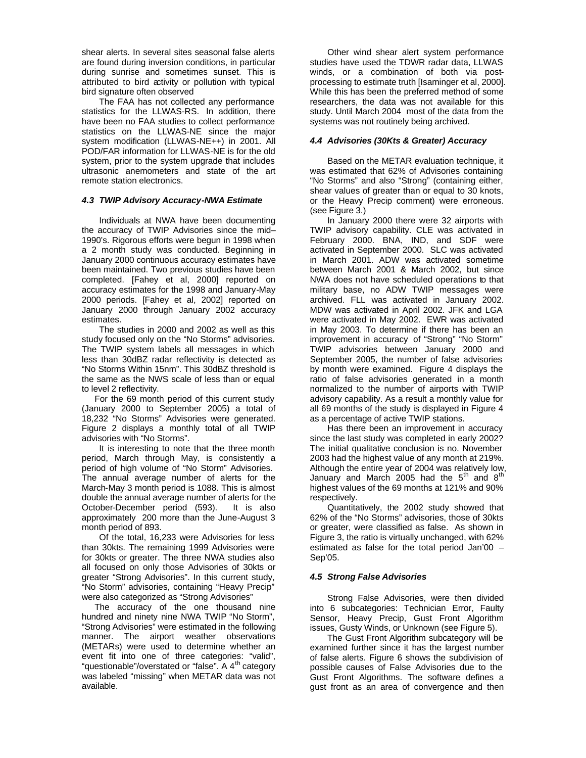shear alerts. In several sites seasonal false alerts are found during inversion conditions, in particular during sunrise and sometimes sunset. This is attributed to bird activity or pollution with typical bird signature often observed

The FAA has not collected any performance statistics for the LLWAS-RS. In addition, there have been no FAA studies to collect performance statistics on the LLWAS-NE since the major system modification (LLWAS-NE++) in 2001. All POD/FAR information for LLWAS-NE is for the old system, prior to the system upgrade that includes ultrasonic anemometers and state of the art remote station electronics.

### *4.3 TWIP Advisory Accuracy-NWA Estimate*

Individuals at NWA have been documenting the accuracy of TWIP Advisories since the mid–1990's. Rigorous efforts were begun in 1998 when a 2 month study was conducted. Beginning in January 2000 continuous accuracy estimates have been maintained. Two previous studies have been completed. [Fahey et al, 2000] reported on accuracy estimates for the 1998 and January-May 2000 periods. [Fahey et al, 2002] reported on January 2000 through January 2002 accuracy estimates.

The studies in 2000 and 2002 as well as this study focused only on the "No Storms" advisories. The TWIP system labels all messages in which less than 30dBZ radar reflectivity is detected as "No Storms Within 15nm". This 30dBZ threshold is the same as the NWS scale of less than or equal to level 2 reflectivity.

For the 69 month period of this current study (January 2000 to September 2005) a total of 18,232 "No Storms" Advisories were generated. Figure 2 displays a monthly total of all TWIP advisories with "No Storms".

It is interesting to note that the three month period, March through May, is consistently a period of high volume of "No Storm" Advisories. The annual average number of alerts for the March-May 3 month period is 1088. This is almost double the annual average number of alerts for the October-December period (593). It is also approximately 200 more than the June-August 3 month period of 893.

Of the total, 16,233 were Advisories for less than 30kts. The remaining 1999 Advisories were for 30kts or greater. The three NWA studies also all focused on only those Advisories of 30kts or greater "Strong Advisories". In this current study, "No Storm" advisories, containing "Heavy Precip" were also categorized as "Strong Advisories"

The accuracy of the one thousand nine hundred and ninety nine NWA TWIP "No Storm", "Strong Advisories" were estimated in the following manner. The airport weather observations (METARs) were used to determine whether an event fit into one of three categories: "valid", "questionable"/overstated or "false". A 4th category was labeled "missing" when METAR data was not available.

Other wind shear alert system performance studies have used the TDWR radar data, LLWAS winds, or a combination of both via post-processing to estimate truth [Isaminger et al, 2000]. While this has been the preferred method of some researchers, the data was not available for this study. Until March 2004 most of the data from the systems was not routinely being archived.

### *4.4 Advisories (30Kts & Greater) Accuracy*

Based on the METAR evaluation technique, it was estimated that 62% of Advisories containing "No Storms" and also "Strong" (containing either, shear values of greater than or equal to 30 knots, or the Heavy Precip comment) were erroneous. (see Figure 3.)

In January 2000 there were 32 airports with TWIP advisory capability. CLE was activated in February 2000. BNA, IND, and SDF were activated in September 2000. SLC was activated in March 2001. ADW was activated sometime between March 2001 & March 2002, but since NWA does not have scheduled operations to that military base, no ADW TWIP messages were archived. FLL was activated in January 2002. MDW was activated in April 2002. JFK and LGA were activated in May 2002. EWR was activated in May 2003. To determine if there has been an improvement in accuracy of "Strong" "No Storm" TWIP advisories between January 2000 and September 2005, the number of false advisories by month were examined. Figure 4 displays the ratio of false advisories generated in a month normalized to the number of airports with TWIP advisory capability. As a result a monthly value for all 69 months of the study is displayed in Figure 4 as a percentage of active TWIP stations.

Has there been an improvement in accuracy since the last study was completed in early 2002? The initial qualitative conclusion is no. November 2003 had the highest value of any month at 219%. Although the entire year of 2004 was relatively low, January and March 2005 had the 5th and 8th highest values of the 69 months at 121% and 90% respectively.

Quantitatively, the 2002 study showed that 62% of the "No Storms" advisories, those of 30kts or greater, were classified as false. As shown in Figure 3, the ratio is virtually unchanged, with 62% estimated as false for the total period Jan'00 – Sep'05.

### *4.5 Strong False Advisories*

Strong False Advisories, were then divided into 6 subcategories: Technician Error, Faulty Sensor, Heavy Precip, Gust Front Algorithm issues, Gusty Winds, or Unknown (see Figure 5).

The Gust Front Algorithm subcategory will be examined further since it has the largest number of false alerts. Figure 6 shows the subdivision of possible causes of False Advisories due to the Gust Front Algorithms. The software defines a gust front as an area of convergence and then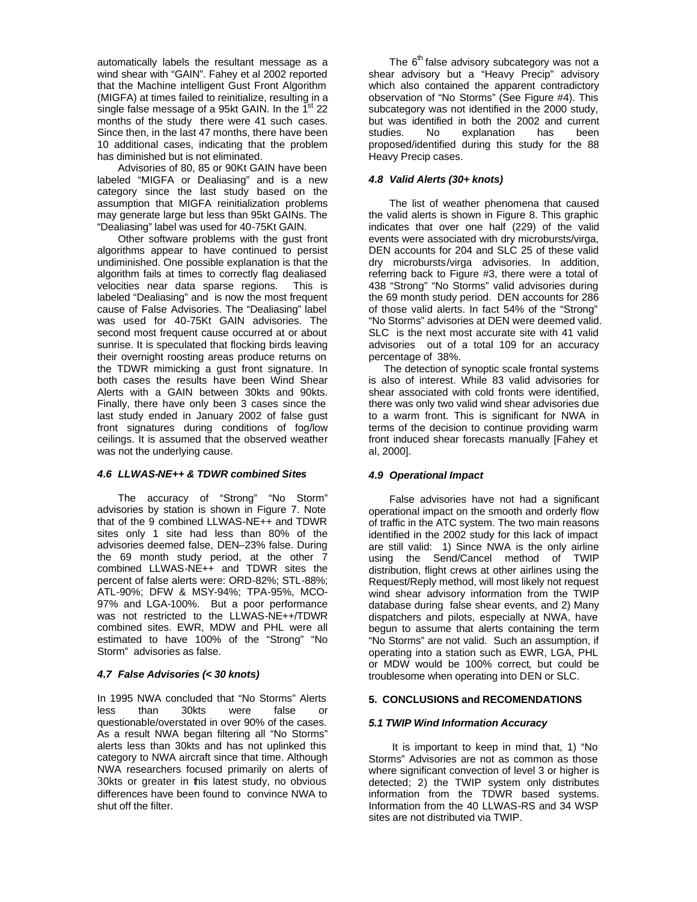automatically labels the resultant message as a wind shear with "GAIN". Fahey et al 2002 reported that the Machine intelligent Gust Front Algorithm (MIGFA) at times failed to reinitialize, resulting in a single false message of a 95kt GAIN. In the 1st 22 months of the study there were 41 such cases. Since then, in the last 47 months, there have been 10 additional cases, indicating that the problem has diminished but is not eliminated.

Advisories of 80, 85 or 90Kt GAIN have been labeled "MIGFA or Dealiasing" and is a new category since the last study based on the assumption that MIGFA reinitialization problems may generate large but less than 95kt GAINs. The "Dealiasing" label was used for 40-75Kt GAIN.

Other software problems with the gust front algorithms appear to have continued to persist undiminished. One possible explanation is that the algorithm fails at times to correctly flag dealiased velocities near data sparse regions. This is labeled "Dealiasing" and is now the most frequent cause of False Advisories. The "Dealiasing" label was used for 40-75Kt GAIN advisories. The second most frequent cause occurred at or about sunrise. It is speculated that flocking birds leaving their overnight roosting areas produce returns on the TDWR mimicking a gust front signature. In both cases the results have been Wind Shear Alerts with a GAIN between 30kts and 90kts. Finally, there have only been 3 cases since the last study ended in January 2002 of false gust front signatures during conditions of fog/low ceilings. It is assumed that the observed weather was not the underlying cause.

#### *4.6 LLWAS-NE++ & TDWR combined Sites*

The accuracy of "Strong" "No Storm" advisories by station is shown in Figure 7. Note that of the 9 combined LLWAS-NE++ and TDWR sites only 1 site had less than 80% of the advisories deemed false, DEN–23% false. During the 69 month study period, at the other 7 combined LLWAS-NE++ and TDWR sites the percent of false alerts were: ORD-82%; STL-88%; ATL-90%; DFW & MSY-94%; TPA-95%, MCO-97% and LGA-100%. But a poor performance was not restricted to the LLWAS-NE++/TDWR combined sites. EWR, MDW and PHL were all estimated to have 100% of the "Strong" "No Storm" advisories as false.

#### *4.7 False Advisories (< 30 knots)*

In 1995 NWA concluded that "No Storms" Alerts less than 30kts were false or questionable/overstated in over 90% of the cases. As a result NWA began filtering all "No Storms" alerts less than 30kts and has not uplinked this category to NWA aircraft since that time. Although NWA researchers focused primarily on alerts of 30kts or greater in this latest study, no obvious differences have been found to convince NWA to shut off the filter.

The 6th false advisory subcategory was not a shear advisory but a "Heavy Precip" advisory which also contained the apparent contradictory observation of "No Storms" (See Figure #4). This subcategory was not identified in the 2000 study, but was identified in both the 2002 and current studies. No explanation has been proposed/identified during this study for the 88 Heavy Precip cases.

#### *4.8 Valid Alerts (30+ knots)*

The list of weather phenomena that caused the valid alerts is shown in Figure 8. This graphic indicates that over one half (229) of the valid events were associated with dry microbursts/virga, DEN accounts for 204 and SLC 25 of these valid dry microbursts/virga advisories. In addition, referring back to Figure #3, there were a total of 438 "Strong" "No Storms" valid advisories during the 69 month study period. DEN accounts for 286 of those valid alerts. In fact 54% of the "Strong" "No Storms" advisories at DEN were deemed valid. SLC is the next most accurate site with 41 valid advisories out of a total 109 for an accuracy percentage of 38%.

The detection of synoptic scale frontal systems is also of interest. While 83 valid advisories for shear associated with cold fronts were identified, there was only two valid wind shear advisories due to a warm front. This is significant for NWA in terms of the decision to continue providing warm front induced shear forecasts manually [Fahey et al, 2000].

#### *4.9 Operational Impact*

False advisories have not had a significant operational impact on the smooth and orderly flow of traffic in the ATC system. The two main reasons identified in the 2002 study for this lack of impact are still valid: 1) Since NWA is the only airline using the Send/Cancel method of TWIP distribution, flight crews at other airlines using the Request/Reply method, will most likely not request wind shear advisory information from the TWIP database during false shear events, and 2) Many dispatchers and pilots, especially at NWA, have begun to assume that alerts containing the term "No Storms" are not valid. Such an assumption, if operating into a station such as EWR, LGA, PHL or MDW would be 100% correct, but could be troublesome when operating into DEN or SLC.

### **5. CONCLUSIONS and RECOMENDATIONS**

#### *5.1 TWIP Wind Information Accuracy*

It is important to keep in mind that, 1) "No Storms" Advisories are not as common as those where significant convection of level 3 or higher is detected; 2) the TWIP system only distributes information from the TDWR based systems. Information from the 40 LLWAS-RS and 34 WSP sites are not distributed via TWIP.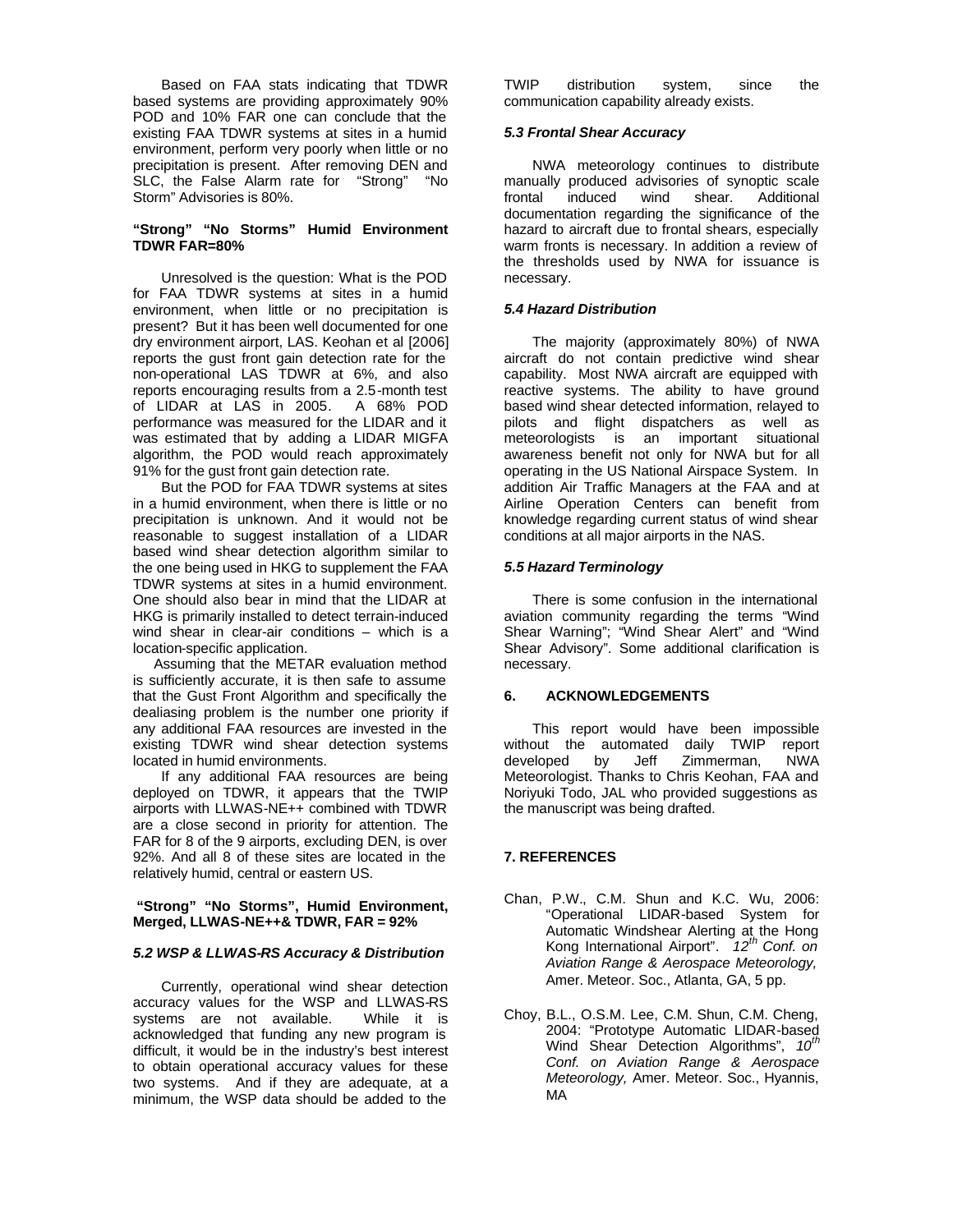Based on FAA stats indicating that TDWR based systems are providing approximately 90% POD and 10% FAR one can conclude that the existing FAA TDWR systems at sites in a humid environment, perform very poorly when little or no precipitation is present. After removing DEN and SLC, the False Alarm rate for "Strong" "No Storm" Advisories is 80%.

**"Strong" "No Storms" Humid Environment TDWR FAR=80%**

Unresolved is the question: What is the POD for FAA TDWR systems at sites in a humid environment, when little or no precipitation is present? But it has been well documented for one dry environment airport, LAS. Keohan et al [2006] reports the gust front gain detection rate for the non-operational LAS TDWR at 6%, and also reports encouraging results from a 2.5-month test of LIDAR at LAS in 2005. A 68% POD performance was measured for the LIDAR and it was estimated that by adding a LIDAR MIGFA algorithm, the POD would reach approximately 91% for the gust front gain detection rate.

But the POD for FAA TDWR systems at sites in a humid environment, when there is little or no precipitation is unknown. And it would not be reasonable to suggest installation of a LIDAR based wind shear detection algorithm similar to the one being used in HKG to supplement the FAA TDWR systems at sites in a humid environment. One should also bear in mind that the LIDAR at HKG is primarily installed to detect terrain-induced wind shear in clear-air conditions – which is a location-specific application.

Assuming that the METAR evaluation method is sufficiently accurate, it is then safe to assume that the Gust Front Algorithm and specifically the dealiasing problem is the number one priority if any additional FAA resources are invested in the existing TDWR wind shear detection systems located in humid environments.

If any additional FAA resources are being deployed on TDWR, it appears that the TWIP airports with LLWAS-NE++ combined with TDWR are a close second in priority for attention. The FAR for 8 of the 9 airports, excluding DEN, is over 92%. And all 8 of these sites are located in the relatively humid, central or eastern US.

**"Strong" "No Storms", Humid Environment, Merged, LLWAS-NE++& TDWR, FAR = 92%**

### *5.2 WSP & LLWAS-RS Accuracy & Distribution*

Currently, operational wind shear detection accuracy values for the WSP and LLWAS-RS systems are not available. While it is acknowledged that funding any new program is difficult, it would be in the industry's best interest to obtain operational accuracy values for these two systems. And if they are adequate, at a minimum, the WSP data should be added to the TWIP distribution system, since the communication capability already exists.

### *5.3 Frontal Shear Accuracy*

NWA meteorology continues to distribute manually produced advisories of synoptic scale frontal induced wind shear. Additional documentation regarding the significance of the hazard to aircraft due to frontal shears, especially warm fronts is necessary. In addition a review of the thresholds used by NWA for issuance is necessary.

### *5.4 Hazard Distribution*

The majority (approximately 80%) of NWA aircraft do not contain predictive wind shear capability. Most NWA aircraft are equipped with reactive systems. The ability to have ground based wind shear detected information, relayed to pilots and flight dispatchers as well as meteorologists is an important situational awareness benefit not only for NWA but for all operating in the US National Airspace System. In addition Air Traffic Managers at the FAA and at Airline Operation Centers can benefit from knowledge regarding current status of wind shear conditions at all major airports in the NAS.

### *5.5 Hazard Terminology*

There is some confusion in the international aviation community regarding the terms "Wind Shear Warning"; "Wind Shear Alert" and "Wind Shear Advisory". Some additional clarification is necessary.

## 6. ACKNOWLEDGEMENTS

This report would have been impossible without the automated daily TWIP report developed by Jeff Zimmerman, NWA Meteorologist. Thanks to Chris Keohan, FAA and Noriyuki Todo, JAL who provided suggestions as the manuscript was being drafted.

## 7. REFERENCES

Chan, P.W., C.M. Shun and K.C. Wu, 2006: "Operational LIDAR-based System for Automatic Windshear Alerting at the Hong Kong International Airport". *12th Conf. on Aviation Range & Aerospace Meteorology,* Amer. Meteor. Soc., Atlanta, GA, 5 pp.

Choy, B.L., O.S.M. Lee, C.M. Shun, C.M. Cheng, 2004: "Prototype Automatic LIDAR-based Wind Shear Detection Algorithms", *10th Conf. on Aviation Range & Aerospace Meteorology,* Amer. Meteor. Soc., Hyannis, MA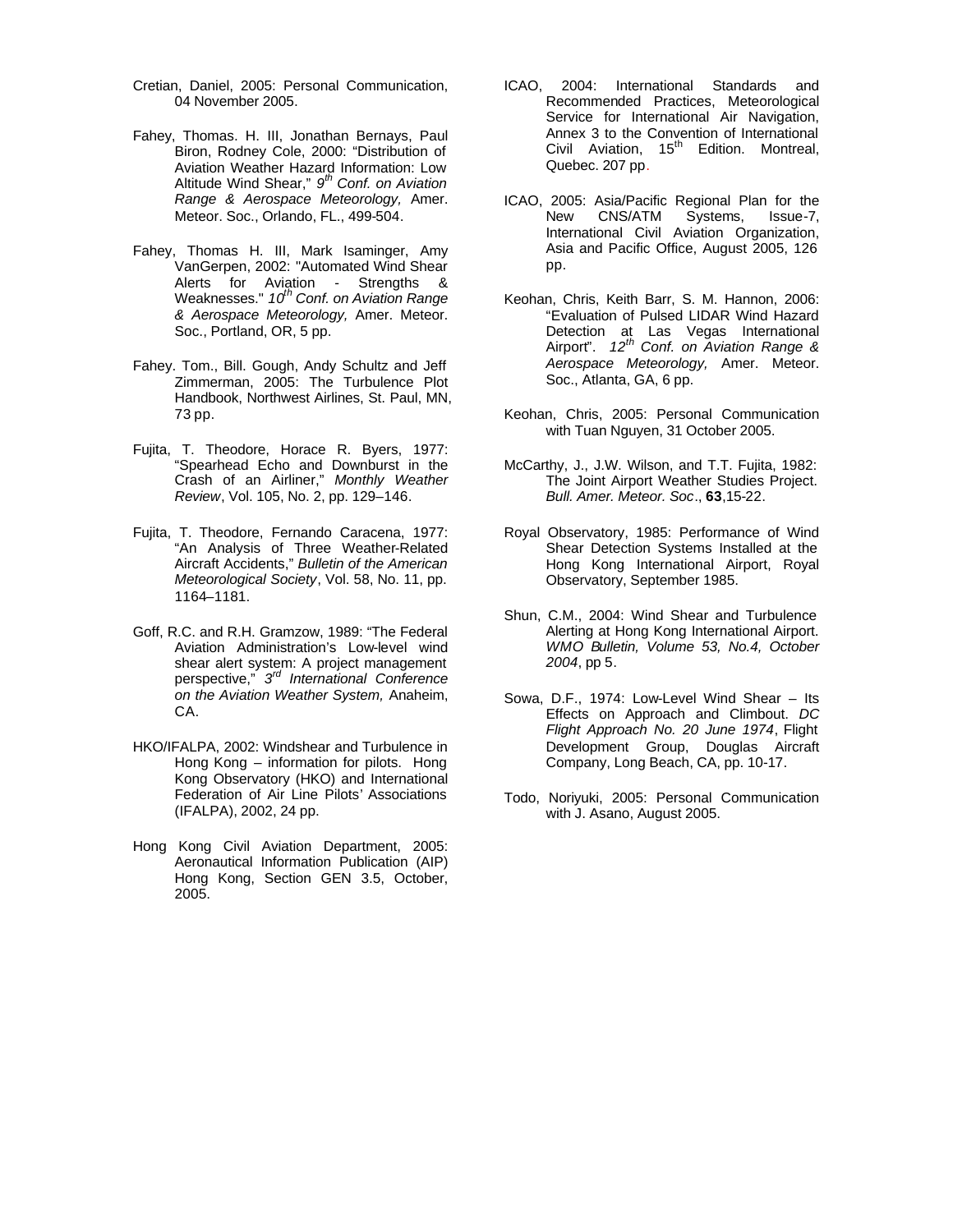Cretian, Daniel, 2005: Personal Communication, 04 November 2005.

Fahey, Thomas. H. III, Jonathan Bernays, Paul Biron, Rodney Cole, 2000: "Distribution of Aviation Weather Hazard Information: Low Altitude Wind Shear," *9th Conf. on Aviation Range & Aerospace Meteorology,* Amer. Meteor. Soc., Orlando, FL., 499-504.

Fahey, Thomas H. III, Mark Isaminger, Amy VanGerpen, 2002: "Automated Wind Shear Alerts for Aviation - Strengths & Weaknesses." *10th Conf. on Aviation Range & Aerospace Meteorology,* Amer. Meteor. Soc., Portland, OR, 5 pp.

Fahey. Tom., Bill. Gough, Andy Schultz and Jeff Zimmerman, 2005: The Turbulence Plot Handbook, Northwest Airlines, St. Paul, MN, 73 pp.

Fujita, T. Theodore, Horace R. Byers, 1977: "Spearhead Echo and Downburst in the Crash of an Airliner," *Monthly Weather Review*, Vol. 105, No. 2, pp. 129–146.

Fujita, T. Theodore, Fernando Caracena, 1977: "An Analysis of Three Weather-Related Aircraft Accidents," *Bulletin of the American Meteorological Society*, Vol. 58, No. 11, pp. 1164–1181.

Goff, R.C. and R.H. Gramzow, 1989: "The Federal Aviation Administration's Low-level wind shear alert system: A project management perspective," *3rd International Conference on the Aviation Weather System,* Anaheim, CA.

HKO/IFALPA, 2002: Windshear and Turbulence in Hong Kong – information for pilots. Hong Kong Observatory (HKO) and International Federation of Air Line Pilots' Associations (IFALPA), 2002, 24 pp.

Hong Kong Civil Aviation Department, 2005: Aeronautical Information Publication (AIP) Hong Kong, Section GEN 3.5, October, 2005.

ICAO, 2004: International Standards and Recommended Practices, Meteorological Service for International Air Navigation, Annex 3 to the Convention of International Civil Aviation, 15th Edition. Montreal, Quebec. 207 pp.

ICAO, 2005: Asia/Pacific Regional Plan for the New CNS/ATM Systems, Issue-7, International Civil Aviation Organization, Asia and Pacific Office, August 2005, 126 pp.

Keohan, Chris, Keith Barr, S. M. Hannon, 2006: "Evaluation of Pulsed LIDAR Wind Hazard Detection at Las Vegas International Airport". *12th Conf. on Aviation Range & Aerospace Meteorology,* Amer. Meteor. Soc., Atlanta, GA, 6 pp.

Keohan, Chris, 2005: Personal Communication with Tuan Nguyen, 31 October 2005.

McCarthy, J., J.W. Wilson, and T.T. Fujita, 1982: The Joint Airport Weather Studies Project. *Bull. Amer. Meteor. Soc*., **63**,15-22.

Royal Observatory, 1985: Performance of Wind Shear Detection Systems Installed at the Hong Kong International Airport, Royal Observatory, September 1985.

Shun, C.M., 2004: Wind Shear and Turbulence Alerting at Hong Kong International Airport. *WMO Bulletin, Volume 53, No.4, October 2004*, pp 5.

Sowa, D.F., 1974: Low-Level Wind Shear – Its Effects on Approach and Climbout. *DC Flight Approach No. 20 June 1974*, Flight Development Group, Douglas Aircraft Company, Long Beach, CA, pp. 10-17.

Todo, Noriyuki, 2005: Personal Communication with J. Asano, August 2005.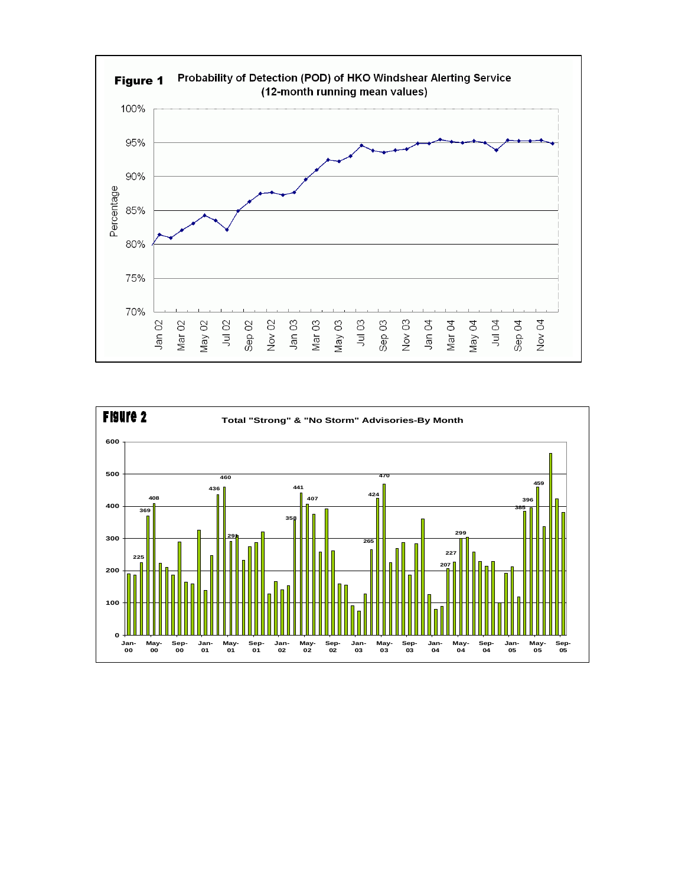**Figure 1** Probability of Detection (POD) of HKO Windshear Alerting Service (12-month running mean values)

**Figure 2** Total "Strong" & "No Storm" Advisories-By Month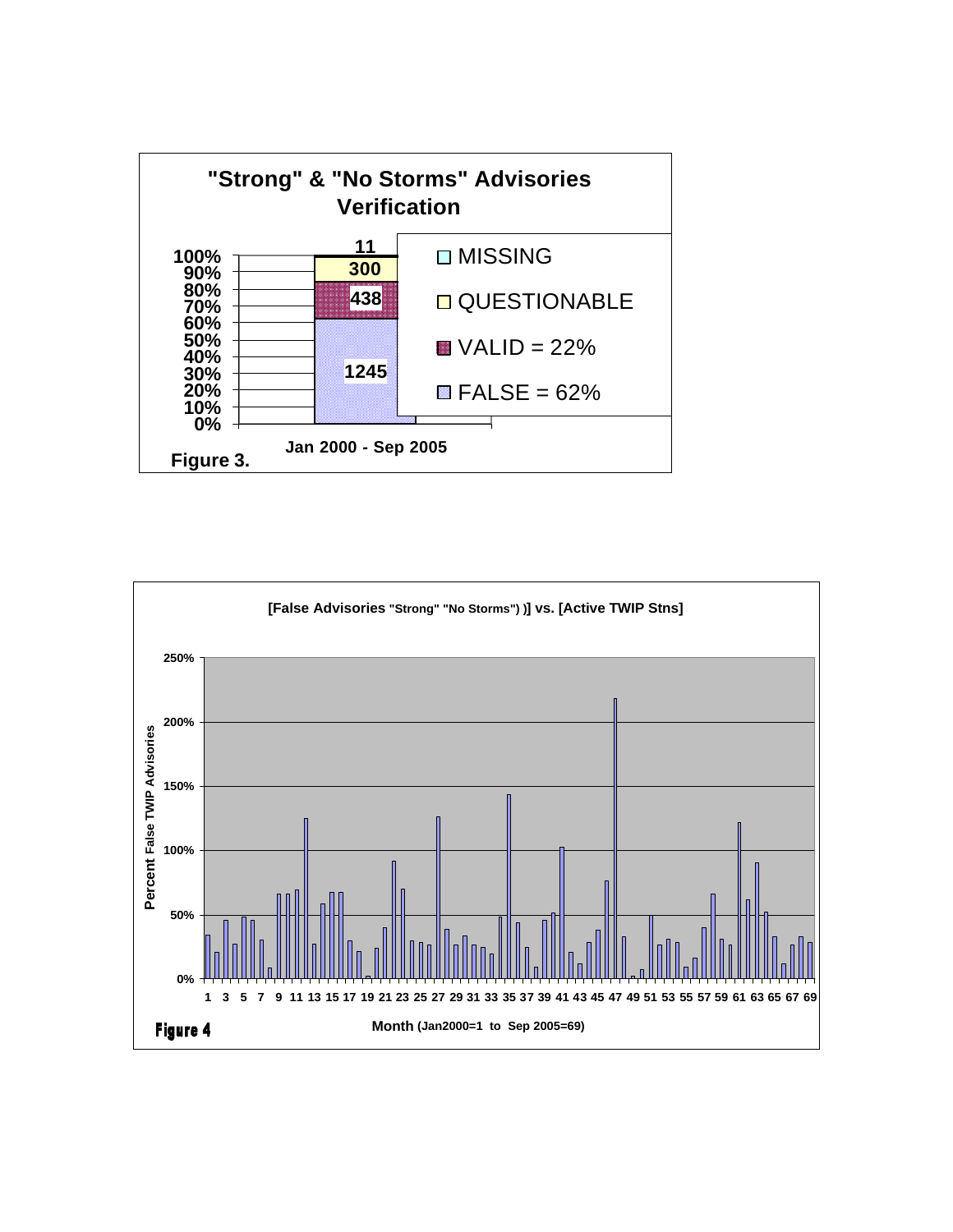**"Strong" & "No Storms" Advisories Verification**

| Category | Count |
| --- | --- |
| MISSING | 11 |
| QUESTIONABLE | 300 |
| VALID = 22% | 438 |
| FALSE = 62% | 1245 |

Jan 2000 - Sep 2005

**Figure 3.**

**[False Advisories "Strong" "No Storms") )] vs. [Active TWIP Stns]**

Percent False TWIP Advisories

Month (Jan2000=1 to Sep 2005=69)

**Figure 4**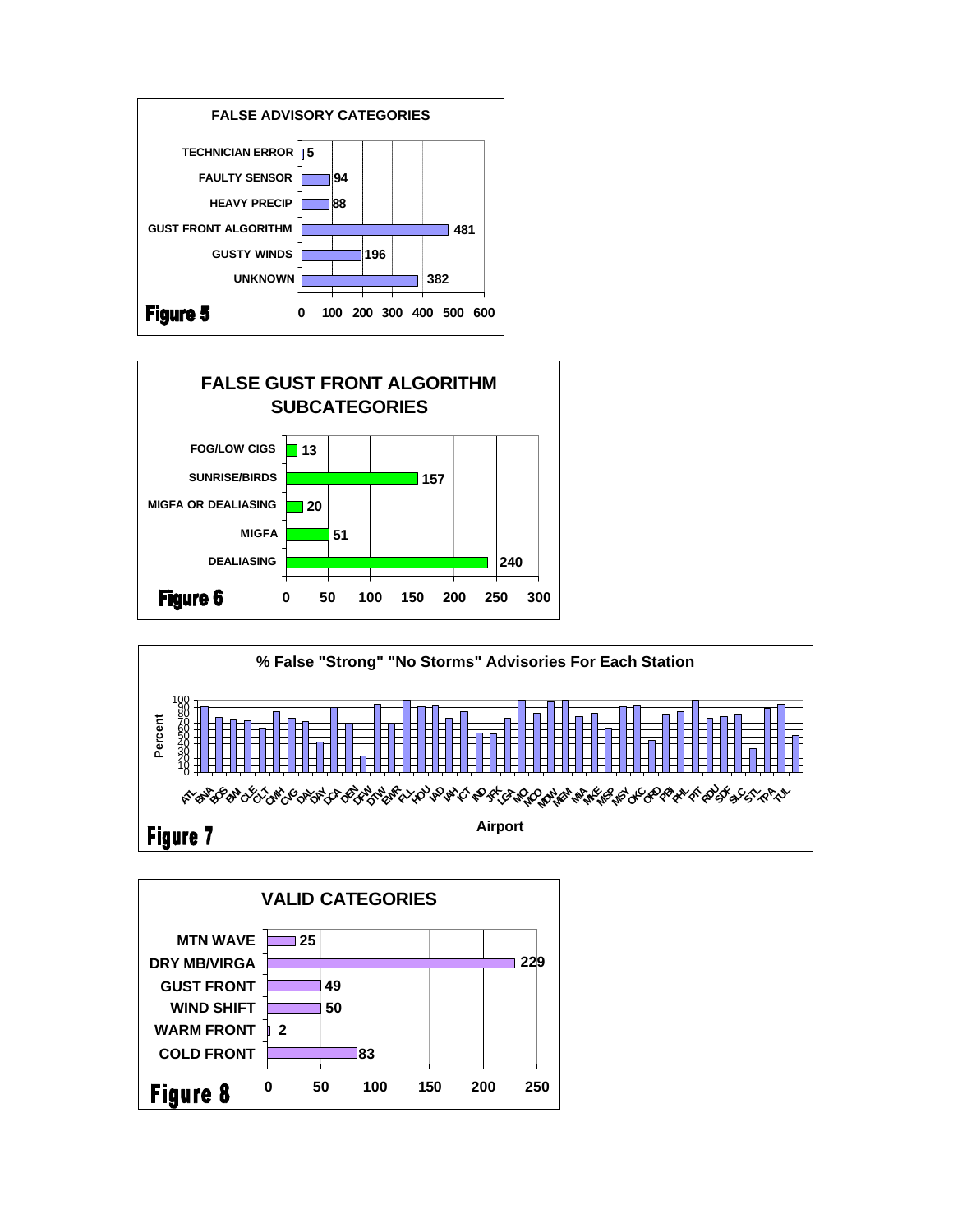FALSE ADVISORY CATEGORIES

TECHNICIAN ERROR 5
FAULTY SENSOR 94
HEAVY PRECIP 88
GUST FRONT ALGORITHM 481
GUSTY WINDS 196
UNKNOWN 382

0 100 200 300 400 500 600

**Figure 5**

FALSE GUST FRONT ALGORITHM SUBCATEGORIES

FOG/LOW CIGS 13
SUNRISE/BIRDS 157
MIGFA OR DEALIASING 20
MIGFA 51
DEALIASING 240

0 50 100 150 200 250 300

**Figure 6**

% False "Strong" "No Storms" Advisories For Each Station

Percent

0 10 20 30 40 50 60 70 80 90 100

ATL BNA BOS BWI CLE CLT CMH CVG DAL DAY DCA DEN DFW DTW EWR FLL HOU IAD IAH ICT IND JFK LGA MCI MCO MDW MEM MIA MKE MSP MSY OKC ORD PBI PHL PIT RDU SDF SLC STL TPA TUL

Airport

**Figure 7**

VALID CATEGORIES

MTN WAVE 25
DRY MB/VIRGA 229
GUST FRONT 49
WIND SHIFT 50
WARM FRONT 2
COLD FRONT 83

0 50 100 150 200 250

**Figure 8**